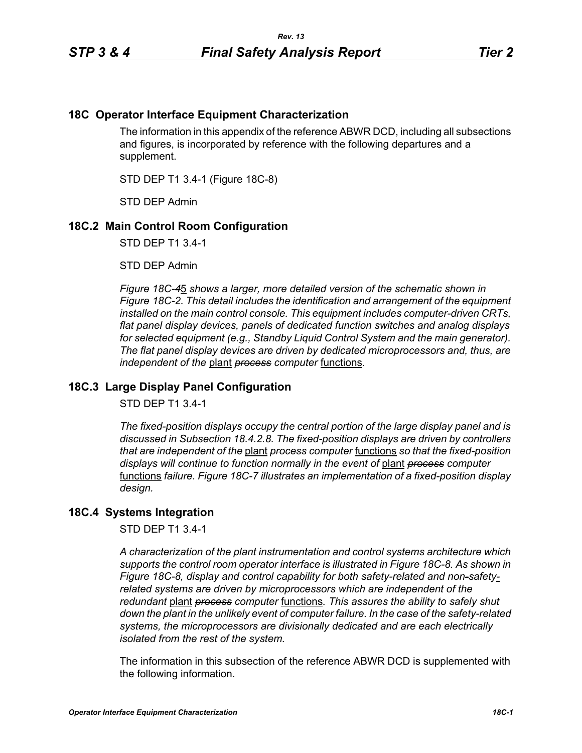## 18C Operator Interface Equipment Characterization

The information in this appendix of the reference ABWR DCD, including all subsections and figures, is incorporated by reference with the following departures and a supplement.

STD DEP T1 3.4-1 (Figure 18C-8)

STD DEP Admin

## 18C.2 Main Control Room Configuration

STD DEP T1 3.4-1

STD DEP Admin

*Figure 18C-~~4~~5 shows a larger, more detailed version of the schematic shown in Figure 18C-2. This detail includes the identification and arrangement of the equipment installed on the main control console. This equipment includes computer-driven CRTs, flat panel display devices, panels of dedicated function switches and analog displays for selected equipment (e.g., Standby Liquid Control System and the main generator). The flat panel display devices are driven by dedicated microprocessors and, thus, are independent of the* plant ~~*process*~~ *computer* functions*.*

## 18C.3 Large Display Panel Configuration

STD DEP T1 3.4-1

*The fixed-position displays occupy the central portion of the large display panel and is discussed in Subsection 18.4.2.8. The fixed-position displays are driven by controllers that are independent of the* plant ~~*process*~~ *computer* functions *so that the fixed-position displays will continue to function normally in the event of* plant ~~*process*~~ *computer* functions *failure. Figure 18C-7 illustrates an implementation of a fixed-position display design.*

## 18C.4 Systems Integration

STD DEP T1 3.4-1

*A characterization of the plant instrumentation and control systems architecture which supports the control room operator interface is illustrated in Figure 18C-8. As shown in Figure 18C-8, display and control capability for both safety-related and non-safety*-*related systems are driven by microprocessors which are independent of the redundant* plant ~~*process*~~ *computer* functions*. This assures the ability to safely shut down the plant in the unlikely event of computer failure. In the case of the safety-related systems, the microprocessors are divisionally dedicated and are each electrically isolated from the rest of the system.*

The information in this subsection of the reference ABWR DCD is supplemented with the following information.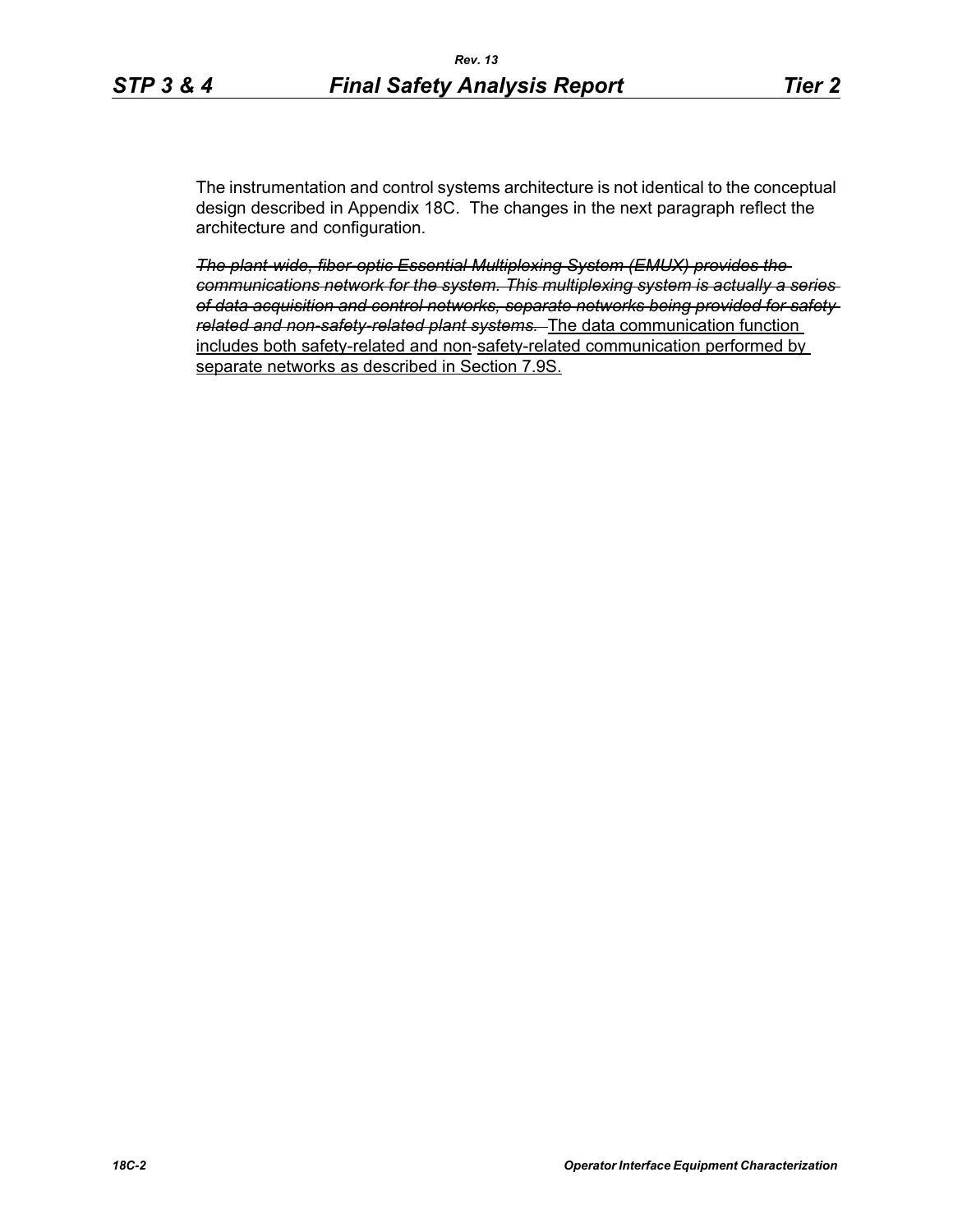The instrumentation and control systems architecture is not identical to the conceptual design described in Appendix 18C. The changes in the next paragraph reflect the architecture and configuration.

~~*The plant-wide, fiber-optic Essential Multiplexing System (EMUX) provides the communications network for the system. This multiplexing system is actually a series of data acquisition and control networks, separate networks being provided for safety related and non-safety-related plant systems.*~~ <u>The data communication function includes both safety-related and non-safety-related communication performed by separate networks as described in Section 7.9S.</u>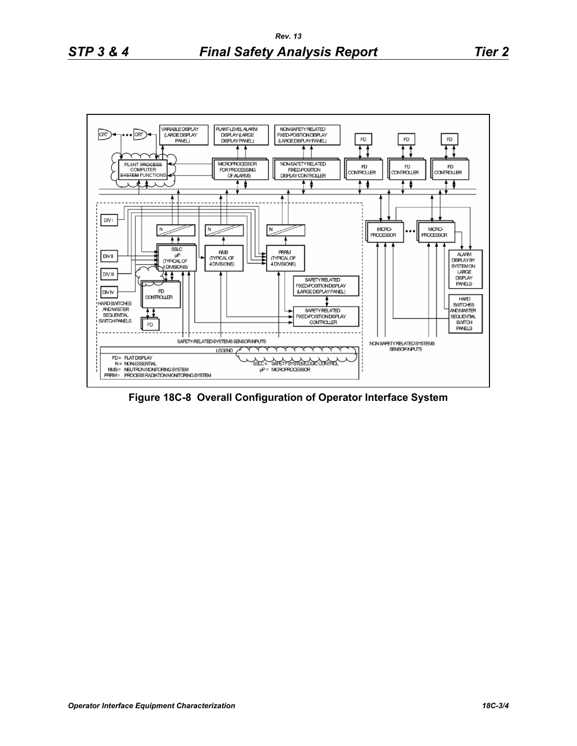CRT

CRT

VARIABLE DISPLAY (LARGE DISPLAY PANEL)

PLANT-LEVEL ALARM DISPLAY (LARGE DISPLAY PANEL)

NON-SAFETY RELATED FIXED-POSITION DISPLAY (LARGE DISPLAY PANEL)

FD

FD

FD

PLANT PROCESS COMPUTER SYSTEM FUNCTIONS

MICROPROCESSOR FOR PROCESSING OF ALARMS

NON-SAFETY RELATED FIXED-POSITION DISPLAY CONTROLLER

FD CONTROLLER

FD CONTROLLER

FD CONTROLLER

DIV I

N

N

N

MICRO-PROCESSOR

MICRO-PROCESSOR

DIV II

SSLC µP (TYPICAL OF 4 DIVISIONS)

NMS (TYPICAL OF 4 DIVISIONS)

PRRM (TYPICAL OF 4 DIVISIONS)

ALARM DISPLAY BY SYSTEM ON LARGE DISPLAY PANELS

DIV III

SAFETY RELATED FIXED-POSITION DISPLAY (LARGE DISPLAY PANEL)

DIV IV

FD CONTROLLER

HARD SWITCHES AND MASTER SEQUENTIAL SWITCH PANELS

HARD SWITCHES AND MASTER SEQUENTIAL SWITCH PANELS

SAFETY RELATED FIXED-POSITION DISPLAY CONTROLLER

FD

SAFETY-RELATED SYSTEMS SENSOR INPUTS

NON-SAFETY RELATED SYSTEMS SENSOR INPUTS

LEGEND

FD = FLAT DISPLAY

N = NON-ESSENTIAL

NMS = NEUTRON MONITORING SYSTEM

PRRM = PROCESS RADIATION MONITORING SYSTEM

SSLC = SAFETY SYSTEM LOGIC CONTROL

µP = MICROPROCESSOR

**Figure 18C-8 Overall Configuration of Operator Interface System**